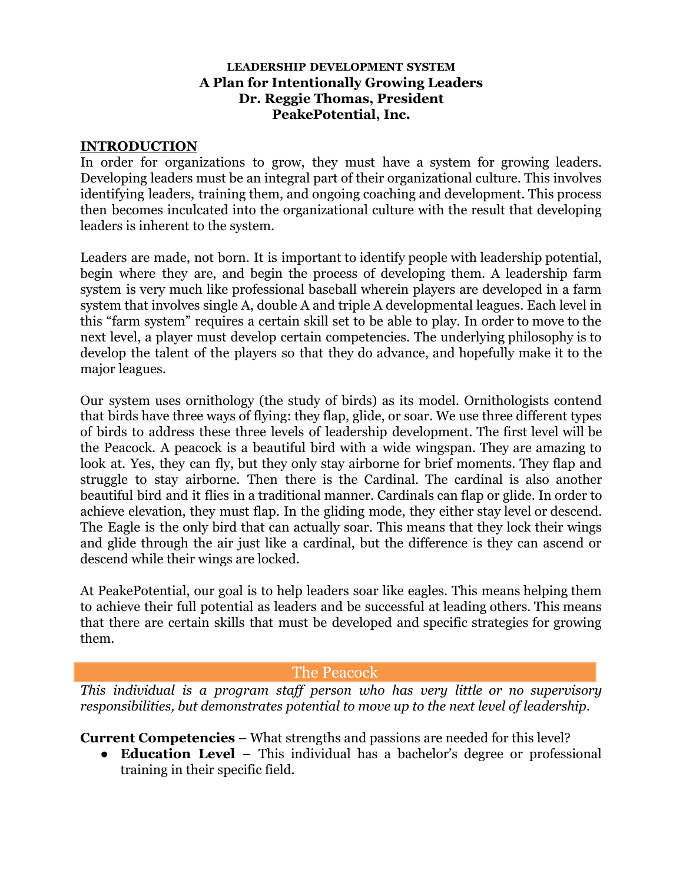**LEADERSHIP DEVELOPMENT SYSTEM**

# A Plan for Intentionally Growing Leaders

**Dr. Reggie Thomas, President**

**PeakePotential, Inc.**

## INTRODUCTION

In order for organizations to grow, they must have a system for growing leaders. Developing leaders must be an integral part of their organizational culture. This involves identifying leaders, training them, and ongoing coaching and development. This process then becomes inculcated into the organizational culture with the result that developing leaders is inherent to the system.

Leaders are made, not born. It is important to identify people with leadership potential, begin where they are, and begin the process of developing them. A leadership farm system is very much like professional baseball wherein players are developed in a farm system that involves single A, double A and triple A developmental leagues. Each level in this "farm system" requires a certain skill set to be able to play. In order to move to the next level, a player must develop certain competencies. The underlying philosophy is to develop the talent of the players so that they do advance, and hopefully make it to the major leagues.

Our system uses ornithology (the study of birds) as its model. Ornithologists contend that birds have three ways of flying: they flap, glide, or soar. We use three different types of birds to address these three levels of leadership development. The first level will be the Peacock. A peacock is a beautiful bird with a wide wingspan. They are amazing to look at. Yes, they can fly, but they only stay airborne for brief moments. They flap and struggle to stay airborne. Then there is the Cardinal. The cardinal is also another beautiful bird and it flies in a traditional manner. Cardinals can flap or glide. In order to achieve elevation, they must flap. In the gliding mode, they either stay level or descend. The Eagle is the only bird that can actually soar. This means that they lock their wings and glide through the air just like a cardinal, but the difference is they can ascend or descend while their wings are locked.

At PeakePotential, our goal is to help leaders soar like eagles. This means helping them to achieve their full potential as leaders and be successful at leading others. This means that there are certain skills that must be developed and specific strategies for growing them.

## The Peacock

*This individual is a program staff person who has very little or no supervisory responsibilities, but demonstrates potential to move up to the next level of leadership.*

**Current Competencies** – What strengths and passions are needed for this level?

- **Education Level** – This individual has a bachelor's degree or professional training in their specific field.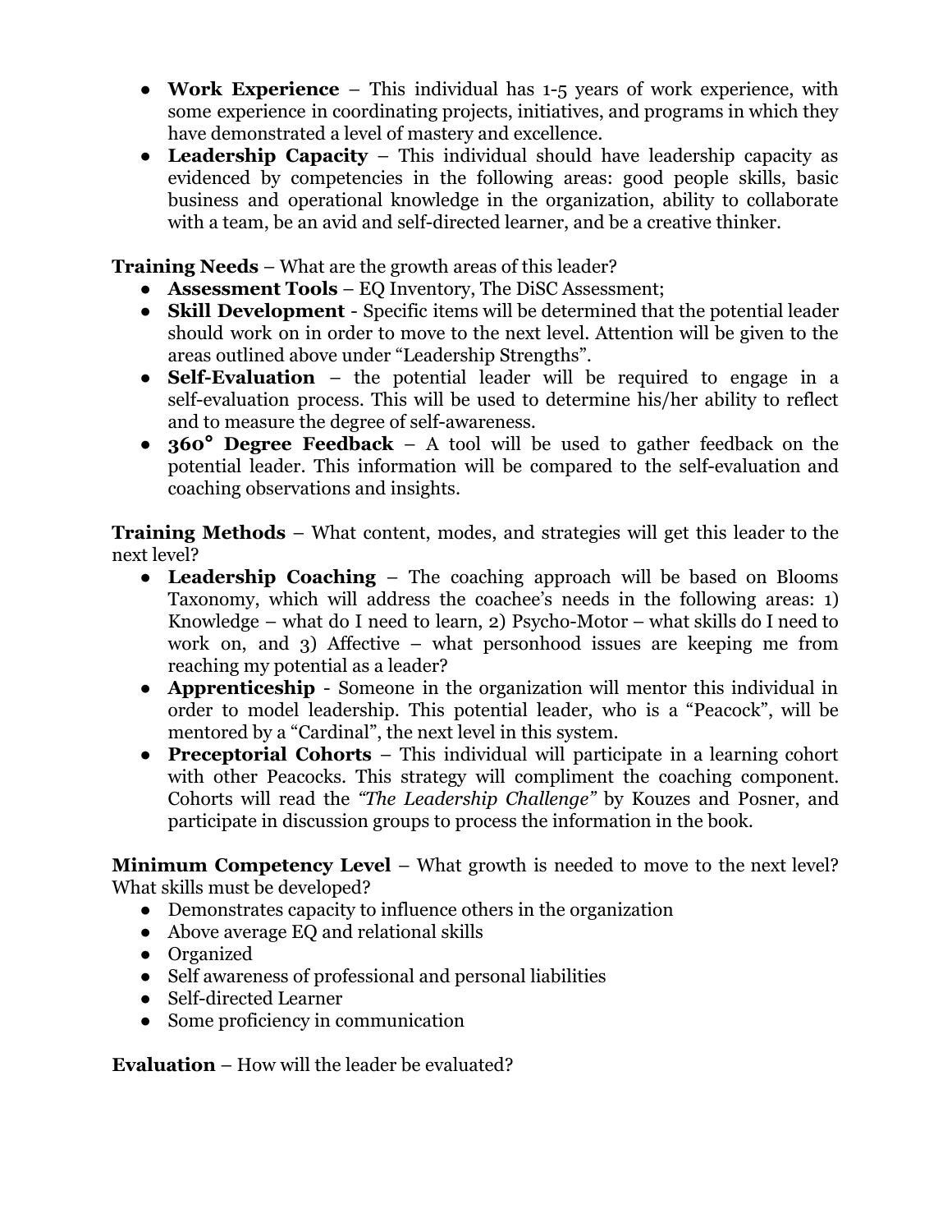- **Work Experience** – This individual has 1-5 years of work experience, with some experience in coordinating projects, initiatives, and programs in which they have demonstrated a level of mastery and excellence.
- **Leadership Capacity** – This individual should have leadership capacity as evidenced by competencies in the following areas: good people skills, basic business and operational knowledge in the organization, ability to collaborate with a team, be an avid and self-directed learner, and be a creative thinker.

**Training Needs** – What are the growth areas of this leader?

- **Assessment Tools** – EQ Inventory, The DiSC Assessment;
- **Skill Development** - Specific items will be determined that the potential leader should work on in order to move to the next level. Attention will be given to the areas outlined above under "Leadership Strengths".
- **Self-Evaluation** – the potential leader will be required to engage in a self-evaluation process. This will be used to determine his/her ability to reflect and to measure the degree of self-awareness.
- **360° Degree Feedback** – A tool will be used to gather feedback on the potential leader. This information will be compared to the self-evaluation and coaching observations and insights.

**Training Methods** – What content, modes, and strategies will get this leader to the next level?

- **Leadership Coaching** – The coaching approach will be based on Blooms Taxonomy, which will address the coachee's needs in the following areas: 1) Knowledge – what do I need to learn, 2) Psycho-Motor – what skills do I need to work on, and 3) Affective – what personhood issues are keeping me from reaching my potential as a leader?
- **Apprenticeship** - Someone in the organization will mentor this individual in order to model leadership. This potential leader, who is a "Peacock", will be mentored by a "Cardinal", the next level in this system.
- **Preceptorial Cohorts** – This individual will participate in a learning cohort with other Peacocks. This strategy will compliment the coaching component. Cohorts will read the *"The Leadership Challenge"* by Kouzes and Posner, and participate in discussion groups to process the information in the book.

**Minimum Competency Level** – What growth is needed to move to the next level? What skills must be developed?

- Demonstrates capacity to influence others in the organization
- Above average EQ and relational skills
- Organized
- Self awareness of professional and personal liabilities
- Self-directed Learner
- Some proficiency in communication

**Evaluation** – How will the leader be evaluated?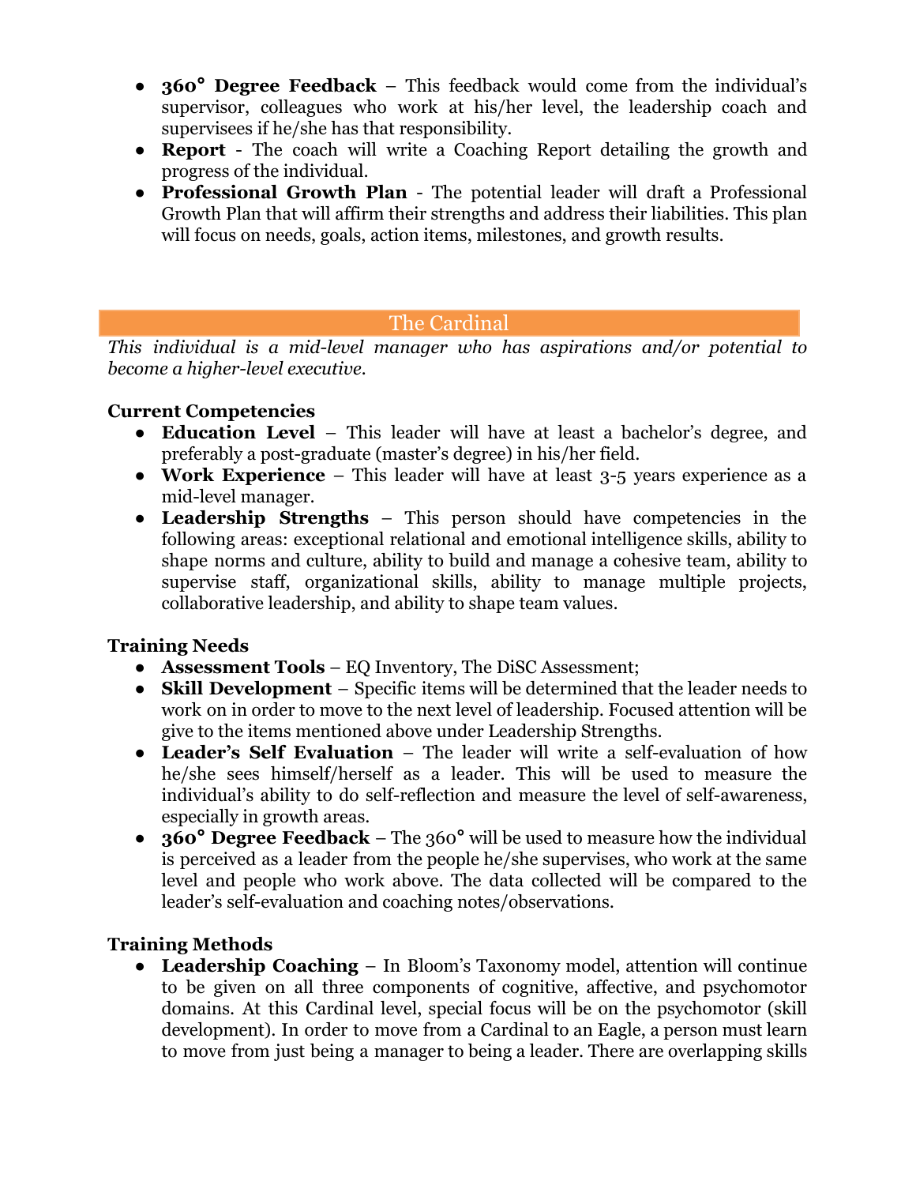- **360° Degree Feedback** – This feedback would come from the individual's supervisor, colleagues who work at his/her level, the leadership coach and supervisees if he/she has that responsibility.
- **Report** - The coach will write a Coaching Report detailing the growth and progress of the individual.
- **Professional Growth Plan** - The potential leader will draft a Professional Growth Plan that will affirm their strengths and address their liabilities. This plan will focus on needs, goals, action items, milestones, and growth results.

## The Cardinal

*This individual is a mid-level manager who has aspirations and/or potential to become a higher-level executive.*

**Current Competencies**

- **Education Level** – This leader will have at least a bachelor's degree, and preferably a post-graduate (master's degree) in his/her field.
- **Work Experience** – This leader will have at least 3-5 years experience as a mid-level manager.
- **Leadership Strengths** – This person should have competencies in the following areas: exceptional relational and emotional intelligence skills, ability to shape norms and culture, ability to build and manage a cohesive team, ability to supervise staff, organizational skills, ability to manage multiple projects, collaborative leadership, and ability to shape team values.

**Training Needs**

- **Assessment Tools** – EQ Inventory, The DiSC Assessment;
- **Skill Development** – Specific items will be determined that the leader needs to work on in order to move to the next level of leadership. Focused attention will be give to the items mentioned above under Leadership Strengths.
- **Leader's Self Evaluation** – The leader will write a self-evaluation of how he/she sees himself/herself as a leader. This will be used to measure the individual's ability to do self-reflection and measure the level of self-awareness, especially in growth areas.
- **360° Degree Feedback** – The 360° will be used to measure how the individual is perceived as a leader from the people he/she supervises, who work at the same level and people who work above. The data collected will be compared to the leader's self-evaluation and coaching notes/observations.

**Training Methods**

- **Leadership Coaching** – In Bloom's Taxonomy model, attention will continue to be given on all three components of cognitive, affective, and psychomotor domains. At this Cardinal level, special focus will be on the psychomotor (skill development). In order to move from a Cardinal to an Eagle, a person must learn to move from just being a manager to being a leader. There are overlapping skills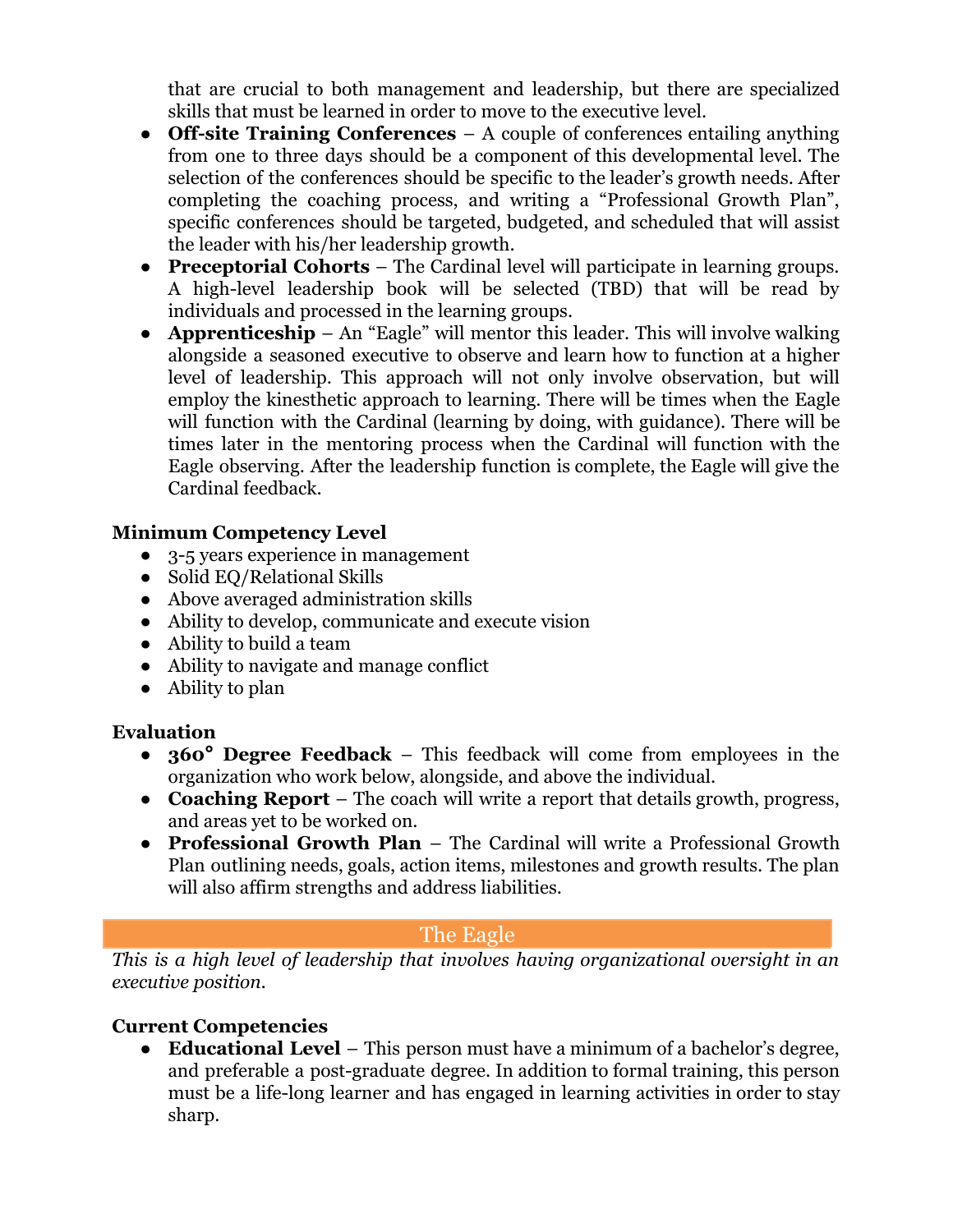that are crucial to both management and leadership, but there are specialized skills that must be learned in order to move to the executive level.

- **Off-site Training Conferences** – A couple of conferences entailing anything from one to three days should be a component of this developmental level. The selection of the conferences should be specific to the leader's growth needs. After completing the coaching process, and writing a "Professional Growth Plan", specific conferences should be targeted, budgeted, and scheduled that will assist the leader with his/her leadership growth.
- **Preceptorial Cohorts** – The Cardinal level will participate in learning groups. A high-level leadership book will be selected (TBD) that will be read by individuals and processed in the learning groups.
- **Apprenticeship** – An "Eagle" will mentor this leader. This will involve walking alongside a seasoned executive to observe and learn how to function at a higher level of leadership. This approach will not only involve observation, but will employ the kinesthetic approach to learning. There will be times when the Eagle will function with the Cardinal (learning by doing, with guidance). There will be times later in the mentoring process when the Cardinal will function with the Eagle observing. After the leadership function is complete, the Eagle will give the Cardinal feedback.

**Minimum Competency Level**

- 3-5 years experience in management
- Solid EQ/Relational Skills
- Above averaged administration skills
- Ability to develop, communicate and execute vision
- Ability to build a team
- Ability to navigate and manage conflict
- Ability to plan

**Evaluation**

- **360° Degree Feedback** – This feedback will come from employees in the organization who work below, alongside, and above the individual.
- **Coaching Report** – The coach will write a report that details growth, progress, and areas yet to be worked on.
- **Professional Growth Plan** – The Cardinal will write a Professional Growth Plan outlining needs, goals, action items, milestones and growth results. The plan will also affirm strengths and address liabilities.

## The Eagle

*This is a high level of leadership that involves having organizational oversight in an executive position.*

**Current Competencies**

- **Educational Level** – This person must have a minimum of a bachelor's degree, and preferable a post-graduate degree. In addition to formal training, this person must be a life-long learner and has engaged in learning activities in order to stay sharp.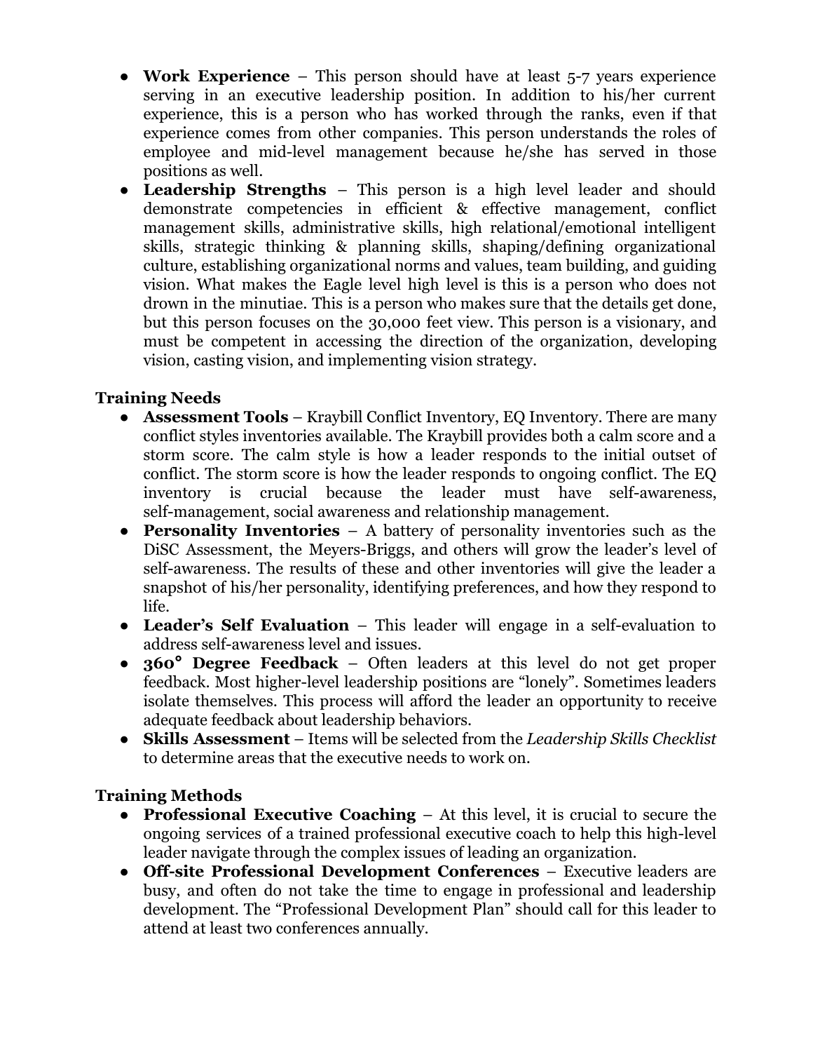- **Work Experience** – This person should have at least 5-7 years experience serving in an executive leadership position. In addition to his/her current experience, this is a person who has worked through the ranks, even if that experience comes from other companies. This person understands the roles of employee and mid-level management because he/she has served in those positions as well.
- **Leadership Strengths** – This person is a high level leader and should demonstrate competencies in efficient & effective management, conflict management skills, administrative skills, high relational/emotional intelligent skills, strategic thinking & planning skills, shaping/defining organizational culture, establishing organizational norms and values, team building, and guiding vision. What makes the Eagle level high level is this is a person who does not drown in the minutiae. This is a person who makes sure that the details get done, but this person focuses on the 30,000 feet view. This person is a visionary, and must be competent in accessing the direction of the organization, developing vision, casting vision, and implementing vision strategy.

## Training Needs

- **Assessment Tools** – Kraybill Conflict Inventory, EQ Inventory. There are many conflict styles inventories available. The Kraybill provides both a calm score and a storm score. The calm style is how a leader responds to the initial outset of conflict. The storm score is how the leader responds to ongoing conflict. The EQ inventory is crucial because the leader must have self-awareness, self-management, social awareness and relationship management.
- **Personality Inventories** – A battery of personality inventories such as the DiSC Assessment, the Meyers-Briggs, and others will grow the leader's level of self-awareness. The results of these and other inventories will give the leader a snapshot of his/her personality, identifying preferences, and how they respond to life.
- **Leader's Self Evaluation** – This leader will engage in a self-evaluation to address self-awareness level and issues.
- **360° Degree Feedback** – Often leaders at this level do not get proper feedback. Most higher-level leadership positions are "lonely". Sometimes leaders isolate themselves. This process will afford the leader an opportunity to receive adequate feedback about leadership behaviors.
- **Skills Assessment** – Items will be selected from the *Leadership Skills Checklist* to determine areas that the executive needs to work on.

## Training Methods

- **Professional Executive Coaching** – At this level, it is crucial to secure the ongoing services of a trained professional executive coach to help this high-level leader navigate through the complex issues of leading an organization.
- **Off-site Professional Development Conferences** – Executive leaders are busy, and often do not take the time to engage in professional and leadership development. The "Professional Development Plan" should call for this leader to attend at least two conferences annually.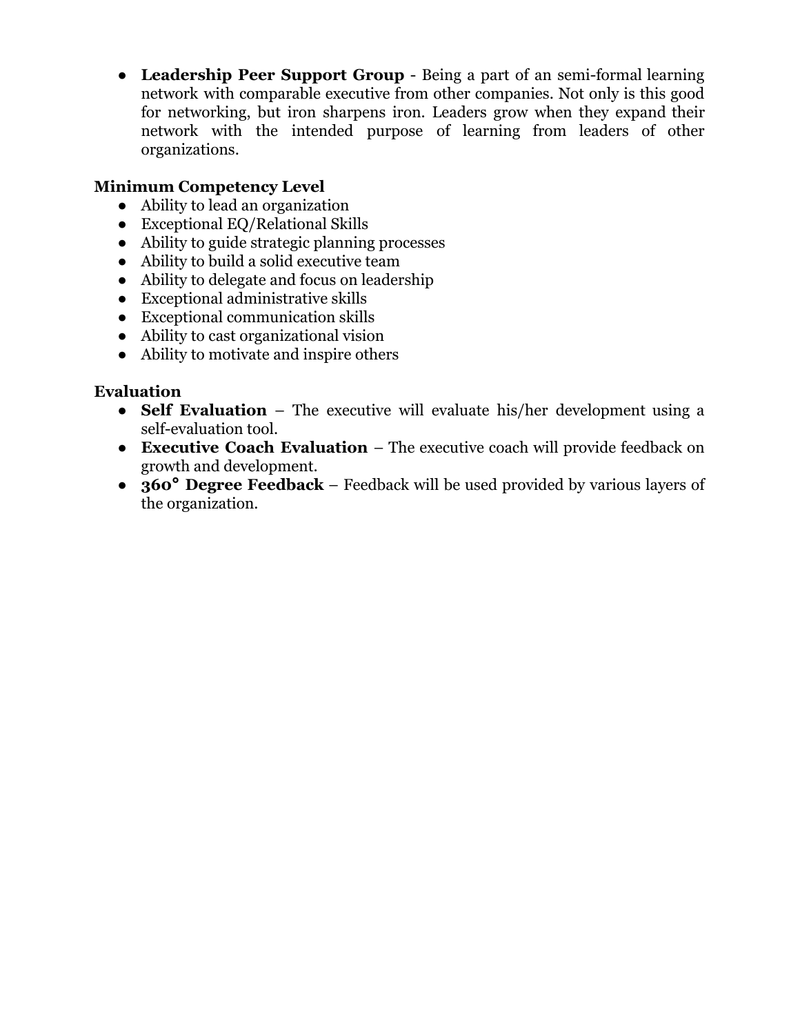- **Leadership Peer Support Group** - Being a part of an semi-formal learning network with comparable executive from other companies. Not only is this good for networking, but iron sharpens iron. Leaders grow when they expand their network with the intended purpose of learning from leaders of other organizations.

**Minimum Competency Level**

- Ability to lead an organization
- Exceptional EQ/Relational Skills
- Ability to guide strategic planning processes
- Ability to build a solid executive team
- Ability to delegate and focus on leadership
- Exceptional administrative skills
- Exceptional communication skills
- Ability to cast organizational vision
- Ability to motivate and inspire others

**Evaluation**

- **Self Evaluation** – The executive will evaluate his/her development using a self-evaluation tool.
- **Executive Coach Evaluation** – The executive coach will provide feedback on growth and development.
- **360° Degree Feedback** – Feedback will be used provided by various layers of the organization.